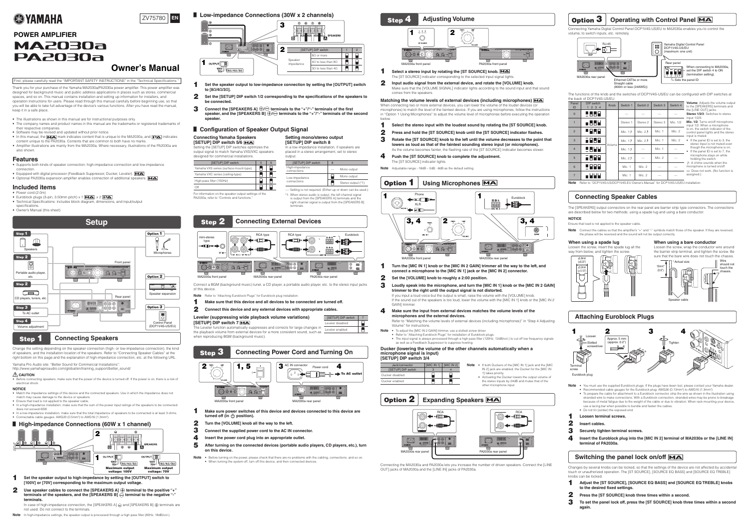# YAMAHA

ZV75780 EN

## POWER AMPLIFIER MA2030a PA2030a

# Owner's Manual

First, please carefully read the "IMPORTANT SAFETY INSTRUCTIONS" in the "Technical Specifications."

Thank you for your purchase of the Yamaha MA2030a/PA2030a power amplifier. This power amplifier was designed for background music and public address applications in places such as stores, commercial spaces, and so on. This manual contains installation and setting up information for installers, and operation instructions for users. Please read through this manual carefully before beginning use, so that you will be able to take full advantage of the device's various functions. After you have read the manual, keep it in a safe place.

- The illustrations as shown in this manual are for instructional purposes only.
- The company names and product names in this manual are the trademarks or registered trademarks of their respective companies.
- Software may be revised and updated without prior notice.
- In this manual, the [MA] mark indicates content that is unique to the MA2030a, and [PA] indicates content unique to the PA2030a. Contents that are common to both have no marks.
- Amplifier illustrations are mainly from the MA2030a. Where necessary, illustrations of the PA2030a are also shown.

## Features

- Supports both kinds of speaker connection: high-impedance connection and low-impedance connection.
- Equipped with digital processor (Feedback Suppressor, Ducker, Leveler). [MA]
- Optional PA2030a expansion amplifier enables connection of additional speakers. [MA]

## Included items

- Power cord (2.0m)
- Euroblock plugs (3-pin, 3.50mm pitch) x 1 [MA] x 2 [PA]
- Technical Specifications: includes block diagram, dimensions, and input/output specifications.
- Owner's Manual (this sheet)

# Setup

Step 1: Speakers
Step 2: Portable audio player, etc.
Step 2: CD players, tuners, etc.
Step 3: To AC outlet
Step 4: Volume adjustment
Option 1: Microphones
Option 2: Speaker expansion
Option 3: Control Panel (DCP1V4S-US/EU)

## Step 1 Connecting Speakers

Change the setting depending on the speaker connection (high- or low-impedance connection), the kind of speakers, and the installation location of the speakers. Refer to "Connecting Speaker Cables" at the right bottom on this page and the explanation of high-impedance connection, etc. at the following URL.

Yamaha Pro Audio site: "Better Sound for Commercial Installations":
http://www.yamahaproaudio.com/global/en/training_support/better_sound/

**⚠ CAUTION**

- Before connecting speakers, make sure that the power of the device is turned off. If the power is on, there is a risk of electrical shock.

**NOTICE**

- Match the impedance settings of this device and the connected speakers. Use in which the impedance does not match may cause damage to the device or speakers.
- Ensure that load is not applied to the speaker cable.
- In a high-impedance installation, make sure that the sum of the power input ratings of the speakers to be connected does not exceed 60W.
- In a low-impedance installation, make sure that the total impedance of speakers to be connected is at least 3 ohms.
- Connectable cable gauges: AWG20 (0.5mm²) to AWG16 (1.3mm²)

### High-impedance Connections (60W x 1 channel)

Maximum output voltage: 100V / Maximum output voltage: 70V

1. **Set the speaker output to high-impedance by setting the [OUTPUT] switch to [100V] or [70V] corresponding to the maximum output voltage.**
2. **Use speaker cables to connect the [SPEAKERS A] ⊕ terminal to the positive "+" terminals of the speakers, and the [SPEAKERS B] ⊖ terminal to the negative "-" terminals.**
   In case of high-impedance connection, the [SPEAKERS A] ⊖ and [SPEAKERS B] ⊕ terminals are not used. Do not connect to the terminals.

**Note** In high-impedance settings, the speaker output is processed through a high pass filter (80Hz, 18dB/oct.).

### Low-impedance Connections (30W x 2 channels)

| [SETUP] DIP switch | | 1 | 2 |
|---|---|---|---|
| Speaker impedance | 8Ω or more | | |
| | 4Ω to less than 8Ω | | |
| | 3Ω to less than 4Ω | | |

1. **Set the speaker output to low-impedance connection by setting the [OUTPUT] switch to [8Ω/4Ω/3Ω].**
2. **Set the [SETUP] DIP switch 1/2 corresponding to the specifications of the speakers to be connected.**
3. **Connect the [SPEAKERS A] ⊕/⊖ terminals to the "+"/"-" terminals of the first speaker, and the [SPEAKERS B] ⊕/⊖ terminals to the "+"/"-" terminals of the second speaker.**

### Configuration of Speaker Output Signal

**Connecting Yamaha Speakers [SETUP] DIP switch 5/6 [MA]**

Setting the [SETUP] DIP switches optimizes the output signal to match Yamaha VXS/VXC speakers designed for commercial installations.

| [SETUP] DIP switch | 5 | 6 |
|---|---|---|
| Yamaha VXS series (surface mount-type) | | |
| Yamaha VXC series (ceiling-type) | | |
| High-pass filter (150Hz) | | |
| Off | | |

For information on the speaker output settings of the PA2030a, refer to "Controls and functions."

**Setting mono/stereo output [SETUP] DIP switch 8**

In a low-impedance installation, if speakers are placed in a stereo arrangement, set to stereo output.

| [SETUP] DIP switch | 8 | |
|---|---|---|
| High-impedance connections | — | Mono output |
| Low-impedance connections | | Mono output |
| | | Stereo output (*1) |

—: Setting is not required. (Either up or down can be used.)

*1: When stereo audio is output, the left channel signal is output from the [SPEAKERS A] terminals and the right channel signal is output from the [SPEAKERS B] terminals.

## Step 2 Connecting External Devices

Connect a BGM (background music) tuner, a CD player, a portable audio player, etc. to the stereo input jacks of this device.

**Note** Refer to "Attaching Euroblock Plugs" for Euroblock plug installation.

1. **Make sure that this device and all devices to be connected are turned off.**
2. **Connect this device and any external devices with appropriate cables.**

**Leveler (suppressing wide playback volume variations) [SETUP] DIP switch 7 [MA]**

The Leveler function automatically suppresses and corrects for large changes in the playback volume from external devices for a more consistent sound, such as when reproducing BGM (background music).

| [SETUP] DIP switch | 7 |
|---|---|
| Leveler disabled | |
| Leveler enabled | |

## Step 3 Connecting Power Cord and Turning On

1. **Make sure power switches of this device and devices connected to this device are turned off (in ⏻ position).**
2. **Turn the [VOLUME] knob all the way to the left.**
3. **Connect the supplied power cord to the AC IN connector.**
4. **Insert the power cord plug into an appropriate outlet.**
5. **After turning on the connected devices (portable audio players, CD players, etc.), turn on this device.**

**Note**
- Before turning on the power, please check that there are no problems with the cabling, connections, and so on.
- When turning the system off, turn off this device, and then connected devices.

## Step 4 Adjusting Volume

1. **Select a stereo input by rotating the [ST SOURCE] knob. [MA]**
   The [ST SOURCE] indicator corresponding to the selected input signal lights.
2. **Input audio signal from the external device, and rotate the [VOLUME] knob.**
   Make sure that the [VOLUME SIGNAL] indicator lights according to the sound input and that sound comes from the speakers.

**Matching the volume levels of external devices (including microphones) [MA]**

When connecting two or more external devices, you can lower the volume of the louder devices (or microphones) to match the level of the faintest device. If you are using microphones, follow the instructions in "Option 1 Using Microphones" to adjust the volume level of microphones before executing the operation below.

1. **Select the stereo input with the loudest sound by rotating the [ST SOURCE] knob.**
2. **Press and hold the [ST SOURCE] knob until the [ST SOURCE] indicator flashes.**
3. **Rotate the [ST SOURCE] knob to the left until the volume decreases to the point that lowers as loud as that of the faintest sounding stereo input (or microphones).**
   As the volume becomes fainter, the flashing rate of the [ST SOURCE] indicator becomes slower.
4. **Push the [ST SOURCE] knob to complete the adjustment.**
   The [ST SOURCE] indicator lights.

**Note** Adjustable range: -18dB – 0dB, -9dB as the default setting

## Option 1 Using Microphones [MA]

1. **Turn the [MIC IN 1] knob or the [MIC 2 GAIN] trimmer all the way to the left, and connect a microphone to the [MIC IN 1] jack or the [MIC IN 2] connector.**
2. **Set the [VOLUME] knob to roughly a 2:00 position.**
3. **Loudly speak into the microphone, and turn the [MIC IN 1] knob or the [MIC IN 2 GAIN] trimmer to the right until the output signal is not distorted.**
   If you input a loud voice but the output is small, raise the volume with the [VOLUME] knob.
   If the sound out of the speakers is too loud, lower the volume with the [MIC IN 1] knob or the [MIC IN 2 GAIN] trimmer.
4. **Make sure the input from external devices matches the volume levels of the microphones and the external devices.**
   Refer to "Matching the volume levels of external devices (including microphones)" in "Step 4 Adjusting Volume" for instructions.

**Note**
- To adjust the [MIC IN 2 GAIN] trimmer, use a slotted screw driver.
- Refer to "Attaching Euroblock Plugs" for installation of Euroblock plugs.
- The input signal is always processed through a high pass filter (120Hz, 12dB/oct.) to cut off low frequency signals as well as a Feedback Suppressor to suppress howling.

**Ducker (lowering the volume of the other channels automatically when a microphone signal is input) [SETUP] DIP switch 3/4**

| Jack/connector | [MIC IN 1] | [MIC IN 2] |
|---|---|---|
| [SETUP] DIP switch | 3 | 4 |
| Ducker disabled | | |
| Ducker enabled | | |

**Note**
- If both Duckers of the [MIC IN 1] jack and the [MIC IN 2] jack are enabled, the Ducker for the [MIC IN 1] takes priority.
- Activating the Ducker lowers the output volume of the stereo inputs by 24dB and mutes that of the other microphone input.

## Option 2 Expanding Speakers [MA]

Connecting the MA2030a and PA2030a lets you increase the number of driven speakers. Connect the [LINE OUT] jacks of MA2030a and the [LINE IN] jacks of PA2030a.

## Option 3 Operating with Control Panel [MA]

Connecting Yamaha Digital Control Panel DCP1V4S-US/EU to MA2030a enables you to control the volume, to switch inputs, etc. remotely.

Yamaha Digital Control Panel DCP1V4S-US/EU (maximum: one unit)

When connecting to MA2030a, set the DIP switch 4 to ON (termination setting). Sets the panel ID

Ethernet CAT5e or more Straight cable (800m or less (24AWG))

The functions of the knob and the switches of DCP1V4S-US/EU can be configured with DIP switches at the back of DCP1V4S-US/EU.

| Panel ID | DIP switch 1 2 3 4 | Knob | Switch 1 | Switch 2 | Switch 3 | Switch 4 |
|---|---|---|---|---|---|---|
| 0 | | Volume | — | — | — | — |
| 1 | | | Stereo 1 | Stereo 2 | Stereo 3 | Mic. 1/2 |
| 2 | | | Mic. 1♪ | Mic. 2♪ | Mic. 1 | Mic. 2 |
| 3 | | | Mic. 1♪ | Mic. 2♪ | Mic. 1 | Mic. 2 |
| 4 | | | Mic. 1♪ | — | Mic. 1 | — |
| 5 | | | Mic. 2♪ | — | Mic. 2 | — |
| 6 | | | Mic. 1 | Mic. 2 | — | — |
| 7 | | | Mic. 1 | Mic. 2 | — | — |

**Volume**: Adjusts the volume output to the [SPEAKERS] terminals and the [LINE OUT] jacks.
**Stereo 1/2/3**: Switches to stereo input 1/2/3.
**Mic. 1/2**: Turns on/off microphone input 1/2. When a microphone is on, the switch indicator of the control panel lights and the stereo input is muted.
- If the panel ID is set to 3, the stereo input is not muted even though the microphone is on.
- If the panel ID is set to 7, the microphone stays on while holding the switch.

♪: A chime sounds when the microphone is turned on/off.
—: Does not work. (No function is assigned.)

**Note** Refer to "DCP1V4S-US/DCP1V4S-EU Owner's Manual" for DCP1V4S-US/EU installation.

## Connecting Speaker Cables

The [SPEAKERS] output connectors on the rear panel are barrier strip type connectors. The connections are described below for two methods: using a spade lug and using a bare conductor.

**NOTICE**

Ensure that load is not applied to the speaker cable.

**Note** Connect the cables so that the amplifier's "+" and "-" symbols match those of the speaker. If they are reversed, the phase will be reversed and the sound will not be output correctly.

**When using a spade lug**

Loosen the screw, insert the spade lug all the way from below, and tighten the screw.

φ3.8mm (φ0.15"), φ3.2mm (φ0.13")

**When using a bare conductor**

Loosen the screw, wrap the conductor wire around the barrier strip terminal, and tighten the screw. Be sure that the bare wire does not touch the chassis.

15mm (0.6"), Actual size. Wire should not touch the chassis. Speaker cable

## Attaching Euroblock Plugs

Loosen; Slotted screwdriver; Terminal screw; Euroblock plug; Approx. 5 mm (approx. 0.2"); Tighten

**Note**
- You must use the supplied Euroblock plugs. If the plugs have been lost, please contact your Yamaha dealer.
- Recommended cable gauges for the Euroblock plug: AWG26 (0.13mm²) to AWG16 (1.3mm²)
- To prepare the cable for attachment to a Euroblock connector, strip the wire as shown in the illustration using stranded wire to make connections. With a Euroblock connection, stranded wires may be prone to breakage because of metal fatigue due to the weight of the cable or due to vibration. When rack mounting your device, use a lacing bar when possible to bundle and fasten the cables.
- Do not tin (solder) the exposed end.

1. **Loosen terminal screws.**
2. **Insert cables.**
3. **Securely tighten terminal screws.**
4. **Insert the Euroblock plug into the [MIC IN 2] terminal of MA2030a or the [LINE IN] terminal of PA2030a.**

## Switching the panel lock on/off [MA]

Changes by several knobs can be locked, so that the settings of the device are not affected by accidental touch or unauthorized operation. The [ST SOURCE], [SOURCE EQ BASS] and [SOURCE EQ TREBLE] knobs can be locked.

1. **Adjust the [ST SOURCE], [SOURCE EQ BASS] and [SOURCE EQ TREBLE] knobs to the desired fixed settings.**
2. **Press the [ST SOURCE] knob three times within a second.**
3. **To set the panel lock off, press the [ST SOURCE] knob three times within a second again.**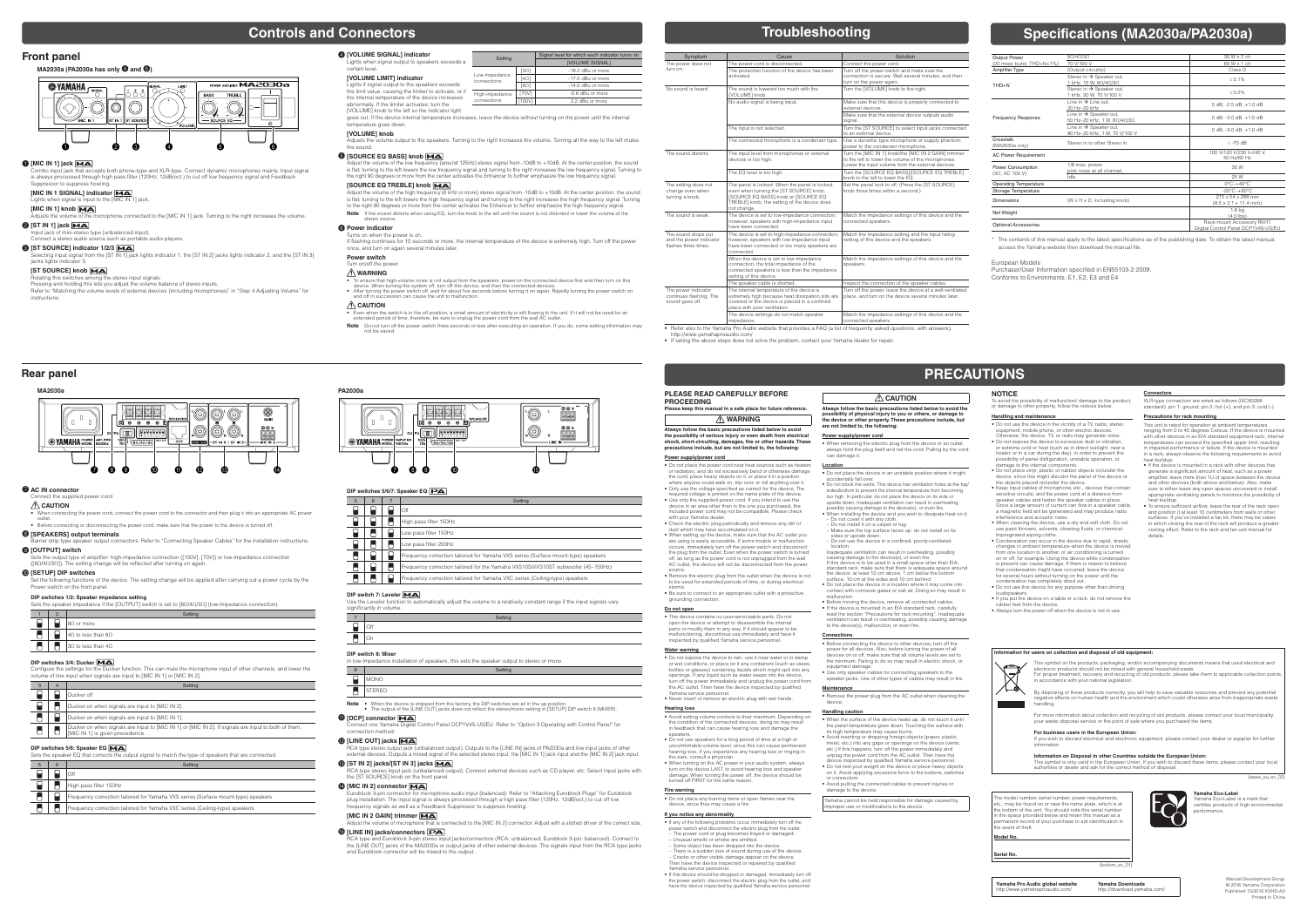# Controls and Connectors

## Front panel

**MA2030a (PA2030a has only ❹ and ❺)**

### ❶ [MIC IN 1] jack MA

Combo input jack that accepts both phone-type and XLR-type. Connect dynamic microphones mainly. Input signal is always processed through high pass filter (120Hz, 12dB/oct.) to cut off low frequency signal and Feedback Suppressor to suppress howling.

**[MIC IN 1 SIGNAL] indicator MA**

Lights when signal is input to the [MIC IN 1] jack.

**[MIC IN 1] knob MA**

Adjusts the volume of the microphone connected to the [MIC IN 1] jack. Turning to the right increases the volume.

### ❷ [ST IN 1] jack MA

Input jack of mini-stereo type (unbalanced input).
Connect a stereo audio source such as portable audio players.

### ❸ [ST SOURCE] indicator 1/2/3 MA

Selecting input signal from the [ST IN 1] jack lights indicator 1, the [ST IN 2] jacks lights indicator 2, and the [ST IN 3] jacks lights indicator 3.

**[ST SOURCE] knob MA**

Rotating this switches among the stereo input signals.
Pressing and holding this lets you adjust the volume balance of stereo inputs.
Refer to "Matching the volume levels of external devices (including microphones)" in "Step 4 Adjusting Volume" for instructions.

### ❹ [VOLUME SIGNAL] indicator

Lights when signal output to speakers exceeds a certain level.

**[VOLUME LIMIT] indicator**

Lights if signal output to the speakers exceeds the limit value, causing the limiter to activate, or if the internal temperature of the device increases abnormally. If the limiter activates, turn the [VOLUME] knob to the left so the indicator light goes out. If the device internal temperature increases, leave the device without turning on the power until the internal temperature goes down.

| Setting | | Signal level for which each indicator turns on |
|---|---|---|
| | | [VOLUME SIGNAL] |
| Low-impedance connections | [3Ω] | -18.2 dBu or more |
| | [4Ω] | -17.0 dBu or more |
| | [8Ω] | -14.0 dBu or more |
| High-impedance connections | [70V] | -0.8 dBu or more |
| | [100V] | 2.2 dBu or more |

**[VOLUME] knob**

Adjusts the volume output to the speakers. Turning to the right increases the volume. Turning all the way to the left mutes the sound.

### ❺ [SOURCE EQ BASS] knob MA

Adjust the volume of the low frequency (around 125Hz) stereo signal from -10dB to +10dB. At the center position, the sound is flat; turning to the left lowers the low frequency signal and turning to the right increases the low frequency signal. Turning to the right 90 degrees or more from the center activates the Enhancer to further emphasize the low frequency signal.

**[SOURCE EQ TREBLE] knob MA**

Adjust the volume of the high frequency (8 kHz or more) stereo signal from -10dB to +10dB. At the center position, the sound is flat; turning to the left lowers the high frequency signal and turning to the right increases the high frequency signal. Turning to the right 90 degrees or more from the center activates the Enhancer to further emphasize the high frequency sound.

**Note** If the sound distorts when using EQ, turn the knob to the left until the sound is not distorted or lower the volume of the stereo source.

### ❻ Power indicator

Turns on when the power is on.
If flashing continues for 10 seconds or more, the internal temperature of the device is extremely high. Turn off the power once, and turn on again several minutes later.

**Power switch**

Turn on/off the power.

**⚠ WARNING**

- To ensure that high-volume noise is not output from the speakers, power on the connected device first and then turn on this device. When turning the system off, turn off this device, and then the connected devices.
- After turning the power switch off, wait for about two seconds before turning it on again. Rapidly turning the power switch on and off in succession can cause the unit to malfunction.

**⚠ CAUTION**

- Even when the switch is in the off position, a small amount of electricity is still flowing to the unit. If it will not be used for an extended period of time, therefore, be sure to unplug the power cord from the wall AC outlet.

**Note** Do not turn off the power switch three seconds or less after executing an operation. If you do, some setting information may not be saved.

## Rear panel

**MA2030a** / **PA2030a**

### ❼ AC IN connector

Connect the supplied power cord.

**⚠ CAUTION**

- When connecting the power cord, connect the power cord to the connector and then plug it into an appropriate AC power outlet.
- Before connecting or disconnecting the power cord, make sure that the power to the device is turned off.

### ❽ [SPEAKERS] output terminals

Barrier strip type speaker output connectors. Refer to "Connecting Speaker Cables" for the installation instructions.

### ❾ [OUTPUT] switch

Sets the output type of amplifier: high-impedance connection ([100V], [70V]) or low-impedance connection ([8Ω/4Ω/3Ω]). The setting change will be reflected after turning on again.

### ❿ [SETUP] DIP switches

Set the following functions of the device. The setting change will be applied after carrying out a power cycle by the Power switch on the front panel.

**DIP switches 1/2: Speaker impedance setting**

Sets the speaker impedance if the [OUTPUT] switch is set to [8Ω/4Ω/3Ω] (low-impedance connection).

| 1 | 2 | Setting |
|---|---|---|
| Up | Up | 8Ω or more |
| Down | Up | 4Ω to less than 8Ω |
| Down | Down | 3Ω to less than 4Ω |

**DIP switches 3/4: Ducker MA**

Configure the settings for the Ducker function. This can mute the microphone input of other channels, and lower the volume of line input when signals are input to [MIC IN 1] or [MIC IN 2].

| 3 | 4 | Setting |
|---|---|---|
| Up | Up | Ducker off |
| Down | Up | Ducker on when signals are input to [MIC IN 2]. |
| Up | Down | Ducker on when signals are input to [MIC IN 1]. |
| Down | Down | Ducker on when signals are input to [MIC IN 1] or [MIC IN 2]. If signals are input to both of them, [MIC IN 1] is given precedence. |

**DIP switches 5/6: Speaker EQ MA**

Sets the speaker EQ that corrects the output signal to match the type of speakers that are connected.

| 5 | 6 | Setting |
|---|---|---|
| Up | Up | Off |
| Down | Up | High pass filter 150Hz |
| Up | Down | Frequency correction tailored for Yamaha VXS series (Surface mount-type) speakers |
| Down | Down | Frequency correction tailored for Yamaha VXC series (Ceiling-type) speakers |

**DIP switches 5/6/7: Speaker EQ PA**

| 5 | 6 | 7 | Setting |
|---|---|---|---|
| Up | Up | Up | Off |
| Down | Up | Up | High pass filter 150Hz |
| Up | Down | Up | Low pass filter 150Hz |
| Down | Down | Up | Low pass filter 200Hz |
| Up | Up | Down | Frequency correction tailored for Yamaha VXS series (Surface mount-type) speakers |
| Down | Up | Down | Frequency correction tailored for the Yamaha VXS10S/VXS10ST subwoofer (45–150Hz) |
| Up | Down | Down | Frequency correction tailored for Yamaha VXC series (Ceiling-type) speakers |

**DIP switch 7: Leveler MA**

Use the Leveler function to automatically adjust the volume to a relatively constant range if the input signals vary significantly in volume.

| 7 | Setting |
|---|---|
| Up | Off |
| Down | On |

**DIP switch 8: Mixer**

In low-impedance installation of speakers, this sets the speaker output to stereo or mono.

| 8 | Setting |
|---|---|
| Up | MONO |
| Down | STEREO |

**Note**
- When the device is shipped from the factory, the DIP switches are all in the up position.
- The output of the [LINE OUT] jacks does not reflect the stereo/mono setting in [SETUP] DIP switch 8 (MIXER).

### ⓫ [DCP] connector MA

Connect one Yamaha Digital Control Panel DCP1V4S-US/EU. Refer to "Option 3 Operating with Control Panel" for connection method.

### ⓬ [LINE OUT] jacks MA

RCA type stereo output jack (unbalanced output). Outputs to the [LINE IN] jacks of PA2030a and line input jacks of other external devices. Outputs a mixed signal of the selected stereo input, the [MIC IN 1] jack input and the [MIC IN 2] jack input.

### ⓭ [ST IN 2] jacks/[ST IN 3] jacks MA

RCA type stereo input jack (unbalanced input). Connect external devices such as CD player, etc. Select input jacks with the [ST SOURCE] knob on the front panel.

### ⓮ [MIC IN 2] connector MA

Euroblock 3-pin connector for microphone audio input (balanced). Refer to "Attaching Euroblock Plugs" for Euroblock plug installation. The input signal is always processed through a high pass filter (120Hz, 12dB/oct.) to cut off low frequency signals as well as a Feedback Suppressor to suppress howling.

**[MIC IN 2 GAIN] trimmer MA**

Adjust the volume of microphone that is connected to the [MIC IN 2] connector. Adjust with a slotted driver of the correct size.

### ⓯ [LINE IN] jacks/connectors PA

RCA type and Euroblock 3-pin stereo input jacks/connectors (RCA: unbalanced; Euroblock 3-pin: balanced). Connect to the [LINE OUT] jacks of the MA2030a or output jacks of other external devices. The signals input from the RCA type jacks and Euroblock connector will be mixed to the output.

# Troubleshooting

| Symptom | Cause | Solution |
|---|---|---|
| The power does not turn on. | The power cord is disconnected. | Connect the power cord. |
| | The protection function of the device has been activated. | Turn off the power switch and make sure the connection is secure. Wait several minutes, and then turn on the power again. |
| No sound is heard. | The sound is lowered too much with the [VOLUME] knob. | Turn the [VOLUME] knob to the right. |
| | No audio signal is being input. | Make sure that this device is properly connected to external devices. |
| | | Make sure that the external device outputs audio signal. |
| | The input is not selected. | Turn the [ST SOURCE] to select input jacks connected to an external device. |
| | The connected microphone is a condenser type. | Use a dynamic type microphone or supply phantom power to the condenser microphone. |
| The sound distorts. | The input level from microphones or external devices is too high. | Turn the [MIC IN 1] knob/the [MIC IN 2 GAIN] trimmer to the left to lower the volume of the microphones. Lower the input volume from the external devices. |
| | The EQ level is too high. | Turn the [SOURCE EQ BASS]/[SOURCE EQ TREBLE] knob to the left to lower the EQ. |
| The setting does not change even when turning a knob. | The panel is locked. When the panel is locked, even when turning the [ST SOURCE] knob, [SOURCE EQ BASS] knob or [SOURCE EQ TREBLE] knob, the setting of the device does not change. | Set the panel lock to off. (Press the [ST SOURCE] knob three times within a second.) |
| The sound is weak. | The device is set to low-impedance connection; however, speakers with high-impedance input have been connected. | Match the impedance settings of this device and the connected speakers. |
| The sound drops out and the power indicator flashes three times. | The device is set to high-impedance connection; however, speakers with low-impedance input have been connected or too many speakers are connected. | Match the impedance setting and the input rating setting of this device and the speakers. |
| | When the device is set to low-impedance connection, the total impedance of the connected speakers is less than the impedance setting of this device. | Match the impedance settings of this device and the speakers. |
| | The speaker cable is shorted. | Inspect the connection of the speaker cables. |
| The power indicator continues flashing. The sound goes off. | The internal temperature of the device is extremely high because heat dissipation slits are covered or the device is placed in a confined place with poor ventilation. | Turn off the power, leave the device at a well-ventilated place, and turn on the device several minutes later. |
| | The device settings do not match speaker impedance. | Match the impedance settings of this device and the connected speakers. |

- Refer also to the Yamaha Pro Audio website that provides a FAQ (a list of frequently asked questions, with answers). http://www.yamahaproaudio.com/
- If taking the above steps does not solve the problem, contact your Yamaha dealer for repair.

# Specifications (MA2030a/PA2030a)

| | | |
|---|---|---|
| Output Power (20 msec burst, THD+N=1%) | 8Ω/4Ω/3Ω | 30 W × 2 ch |
| | 70 V/100 V | 60 W × 1 ch |
| Amplifier Type | (Output circuitry) | Class D |
| THD+N | Stereo in → Speaker out, 1 kHz, 15 W, 8Ω/4Ω/3Ω | ≤ 0.1% |
| | Stereo in → Speaker out, 1 kHz, 30 W, 70 V/100 V | ≤ 0.2% |
| Frequency Response | Line in → Line out, 20 Hz–20 kHz | 0 dB, -2.5 dB, +1.0 dB |
| | Line in → Speaker out, 50 Hz–20 kHz, 1 W, 8Ω/4Ω/3Ω | 0 dB, -3.0 dB, +1.0 dB |
| | Line in → Speaker out, 90 Hz–20 kHz, 1 W, 70 V/100 V | 0 dB, -3.0 dB, +1.0 dB |
| Crosstalk (MA2030a only) | Stereo in to other Stereo in | ≤ -70 dB |
| AC Power Requirement | | 100 V/120 V/230 V-240 V, 50 Hz/60 Hz |
| Power Consumption (3Ω, AC 100 V) | 1/8 max. power, pink noise at all channel | 30 W |
| | Idle | 25 W |
| Operating Temperature | | 0°C–+40°C |
| Storage Temperature | | -20°C–+60°C |
| Dimensions | (W × H × D, including knob) | 215 x 54 x 288 mm (8.5 x 2.1 x 11.4 inch) |
| Net Weight | | 1.8 kg (4.0 lbs) |
| Optional Accessories | | Rack-mount Accessory RK1, Digital Control Panel DCP1V4S-US/EU |

* The contents of this manual apply to the latest specifications as of the publishing date. To obtain the latest manual, access the Yamaha website then download the manual file.

European Models
Purchaser/User Information specified in EN55103-2:2009.
Conforms to Environments: E1, E2, E3 and E4

# PRECAUTIONS

## PLEASE READ CAREFULLY BEFORE PROCEEDING

**Please keep this manual in a safe place for future reference.**

### ⚠ WARNING

**Always follow the basic precautions listed below to avoid the possibility of serious injury or even death from electrical shock, short-circuiting, damages, fire or other hazards. These precautions include, but are not limited to, the following:**

**Power supply/power cord**

- Do not place the power cord near heat sources such as heaters or radiators, and do not excessively bend or otherwise damage the cord, place heavy objects on it, or place it in a position where anyone could walk on, trip over, or roll anything over it.
- Only use the voltage specified as correct for the device. The required voltage is printed on the name plate of the device.
- Use only the supplied power cord. If you intend to use the device in an area other than in the one you purchased, the included power cord may not be compatible. Please check with your Yamaha dealer.
- Check the electric plug periodically and remove any dirt or dust which may have accumulated on it.
- When setting up the device, make sure that the AC outlet you are using is easily accessible. If some trouble or malfunction occurs, immediately turn off the power switch and disconnect the plug from the outlet. Even when the power switch is turned off, as long as the power cord is not unplugged from the wall AC outlet, the device will not be disconnected from the power source.
- Remove the electric plug from the outlet when the device is not to be used for extended periods of time, or during electrical storms.
- Be sure to connect to an appropriate outlet with a protective grounding connection.

**Do not open**

- This device contains no user-serviceable parts. Do not open the device or attempt to disassemble the internal parts or modify them in any way. If it should appear to be malfunctioning, discontinue use immediately and have it inspected by qualified Yamaha service personnel.

**Water warning**

- Do not expose the device to rain, use it near water or in damp or wet conditions, or place on it any containers (such as vases, bottles or glasses) containing liquids which might spill into any openings. If any liquid such as water seeps into the device, turn off the power immediately and unplug the power cord from the AC outlet. Then have the device inspected by qualified Yamaha service personnel.
- Never insert or remove an electric plug with wet hands.

**Hearing loss**

- Avoid setting volume controls to their maximum. Depending on the condition of the connected devices, doing so may result in feedback that can cause hearing loss and damage the speakers.
- Do not use speakers for a long period of time at a high or uncomfortable volume level, since this can cause permanent hearing loss. If you experience any hearing loss or ringing in the ears, consult a physician.
- When turning on the AC power in your audio system, always turn on the device LAST, to avoid hearing loss and speaker damage. When turning the power off, the device should be turned off FIRST for the same reason.

**Fire warning**

- Do not place any burning items or open flames near the device, since they may cause a fire.

**If you notice any abnormality**

- If any of the following problems occur, immediately turn off the power switch and disconnect the electric plug from the outlet.
  - The power cord or plug becomes frayed or damaged.
  - Unusual smells or smoke are emitted.
  - Some object has been dropped into the device.
  - There is a sudden loss of sound during use of the device.
  - Cracks or other visible damage appear on the device.
  
  Then have the device inspected or repaired by qualified Yamaha service personnel.
- If this device should be dropped or damaged, immediately turn off the power switch, disconnect the electric plug from the outlet, and have the device inspected by qualified Yamaha service personnel.

### ⚠ CAUTION

**Always follow the basic precautions listed below to avoid the possibility of physical injury to you or others, or damage to the device or other property. These precautions include, but are not limited to, the following:**

**Power supply/power cord**

- When removing the electric plug from the device or an outlet, always hold the plug itself and not the cord. Pulling by the cord can damage it.

**Location**

- Do not place the device in an unstable position where it might accidentally fall over.
- Do not block the vents. This device has ventilation holes at the top/side/bottom to prevent the internal temperature from becoming too high. In particular, do not place the device on its side or upside down. Inadequate ventilation can result in overheating, possibly causing damage to the device(s), or even fire.
- When installing the device and you wish to dissipate heat on it
  - Do not cover it with any cloth.
  - Do not install it on a carpet or rug.
  - Make sure the top surface faces up; do not install on its sides or upside down.
  - Do not use the device in a confined, poorly-ventilated location.
  
  Inadequate ventilation can result in overheating, possibly causing damage to the device(s), or even fire.
  If this device is to be used in a small space other than EIA-standard rack, make sure that there is adequate space around the device: at least 10 cm above, 1 cm below the bottom surface, 10 cm at the sides and 10 cm behind.
- Do not place the device in a location where it may come into contact with corrosive gases or salt air. Doing so may result in malfunction.
- Before moving the device, remove all connected cables.
- If the device is mounted in an EIA standard rack, carefully read the section "Precautions for rack mounting". Inadequate ventilation can result in overheating, possibly causing damage to the device(s), malfunction, or even fire.

**Connections**

- Before connecting the device to other devices, turn off the power for all devices. Also, before turning the power of all devices on or off, make sure that all volume levels are set to the minimum. Failing to do so may result in electric shock, or equipment damage.
- Use only speaker cables for connecting speakers to the speaker jacks. Use of other types of cables may result in fire.

**Maintenance**

- Remove the power plug from the AC outlet when cleaning the device.

**Handling caution**

- When the surface of the device heats up, do not touch it until the panel temperature goes down. Touching the surface with its high temperature may cause burns.
- Avoid inserting or dropping foreign objects (paper, plastic, metal, etc.) into any gaps or openings on the device (vents, etc.) If this happens, turn off the power immediately and unplug the power cord from the AC outlet. Then have the device inspected by qualified Yamaha service personnel.
- Do not rest your weight on the device or place heavy objects on it. Avoid applying excessive force to the buttons, switches or connectors.
- Avoid pulling the connected cables to prevent injuries or damage to the device.

Yamaha cannot be held responsible for damage caused by improper use or modifications to the device.

## NOTICE

To avoid the possibility of malfunction/ damage to the product, or damage to other property, follow the notices below.

**Handling and maintenance**

- Do not use the device in the vicinity of a TV, radio, stereo equipment, mobile phone, or other electric devices. Otherwise, the device, TV, or radio may generate noise.
- Do not expose the device to excessive dust or vibration, or extreme cold or heat (such as in direct sunlight, near a heater, or in a car during the day), in order to prevent the possibility of panel disfiguration, unstable operation, or damage to the internal components.
- Do not place vinyl, plastic or rubber objects on/under the device, since this might discolor the panel of the device or the objects placed on/under the device.
- Keep input cables of microphone, etc., devices that contain sensitive circuits, and the power cord at a distance from speaker cables and fasten the speaker cables in place. Since a large amount of current can flow in a speaker cable, a magnetic field will be generated and may produce radio interference and acoustic noise.
- When cleaning the device, use a dry and soft cloth. Do not use paint thinners, solvents, cleaning fluids, or chemical-impregnated wiping cloths.
- Condensation can occur in the device due to rapid, drastic changes in ambient temperature-when the device is moved from one location to another, or air conditioning is turned on or off, for example. Using the device while condensation is present can cause damage. If there is reason to believe that condensation might have occurred, leave the device for several hours without turning on the power until the condensation has completely dried out.
- Do not use this device for any purpose other than driving loudspeakers.
- If you put the device on a table or a rack, do not remove the rubber feet from the device.
- Always turn the power off when the device is not in use.

**Connectors**

XLR-type connectors are wired as follows (IEC60268 standard): pin 1: ground, pin 2: hot (+), and pin 3: cold (-).

**Precautions for rack mounting**

This unit is rated for operation at ambient temperatures ranging from 0 to 40 degrees Celsius. If the device is mounted with other devices in an EIA standard equipment rack, internal temperatures can exceed the specified upper limit, resulting in impaired performance or failure. If the device is mounted in a rack, always observe the following requirements to avoid heat buildup:

- If the device is mounted in a rack with other devices that generate a significant amount of heat, such as a power amplifier, leave more than 1U of space between the device and other devices (both above and below). Also, make sure to either leave any open spaces uncovered or install appropriate ventilating panels to minimize the possibility of heat buildup.
- To ensure sufficient airflow, leave the rear of the rack open and position it at least 10 centimeters from walls or other surfaces. If you've installed a fan kit, there may be cases in which closing the rear of the rack will produce a greater cooling effect. Refer to the rack and fan unit manual for details.

**Information for users on collection and disposal of old equipment:**

This symbol on the products, packaging, and/or accompanying documents means that used electrical and electronic products should not be mixed with general household waste.
For proper treatment, recovery and recycling of old products, please take them to applicable collection points, in accordance with your national legislation.

By disposing of these products correctly, you will help to save valuable resources and prevent any potential negative effects on human health and the environment which could otherwise arise from inappropriate waste handling.

For more information about collection and recycling of old products, please contact your local municipality, your waste disposal service or the point of sale where you purchased the items.

**For business users in the European Union:**
If you wish to discard electrical and electronic equipment, please contact your dealer or supplier for further information.

**Information on Disposal in other Countries outside the European Union:**
This symbol is only valid in the European Union. If you wish to discard these items, please contact your local authorities or dealer and ask for the correct method of disposal.

(weee_eu_en_02)

The model number, serial number, power requirements, etc., may be found on or near the name plate, which is at the bottom of the unit. You should note this serial number in the space provided below and retain this manual as a permanent record of your purchase to aid identification in the event of theft.

**Model No.**

**Serial No.**

(bottom_en_01)

**Yamaha Eco-Label**
Yamaha Eco-Label is a mark that certifies products of high environmental performance.

**Yamaha Pro Audio global website**
http://www.yamahaproaudio.com/

**Yamaha Downloads**
http://download.yamaha.com/

Manual Development Group
© 2016 Yamaha Corporation
Published 10/2016 KSHO-A0
Printed in China